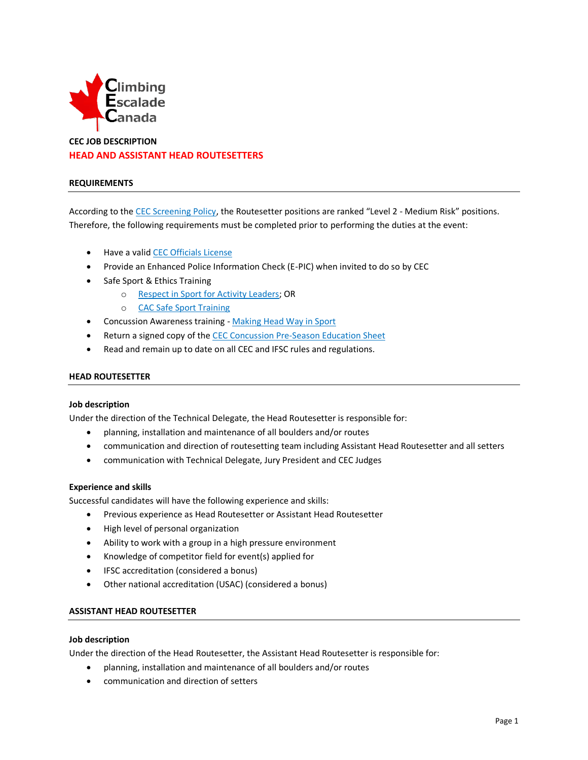Climbing
Escalade
Canada

**CEC JOB DESCRIPTION**

# HEAD AND ASSISTANT HEAD ROUTESETTERS

## REQUIREMENTS

According to the CEC Screening Policy, the Routesetter positions are ranked "Level 2 - Medium Risk" positions. Therefore, the following requirements must be completed prior to performing the duties at the event:

- Have a valid CEC Officials License
- Provide an Enhanced Police Information Check (E-PIC) when invited to do so by CEC
- Safe Sport & Ethics Training
  - Respect in Sport for Activity Leaders; OR
  - CAC Safe Sport Training
- Concussion Awareness training - Making Head Way in Sport
- Return a signed copy of the CEC Concussion Pre-Season Education Sheet
- Read and remain up to date on all CEC and IFSC rules and regulations.

## HEAD ROUTESETTER

### Job description

Under the direction of the Technical Delegate, the Head Routesetter is responsible for:

- planning, installation and maintenance of all boulders and/or routes
- communication and direction of routesetting team including Assistant Head Routesetter and all setters
- communication with Technical Delegate, Jury President and CEC Judges

### Experience and skills

Successful candidates will have the following experience and skills:

- Previous experience as Head Routesetter or Assistant Head Routesetter
- High level of personal organization
- Ability to work with a group in a high pressure environment
- Knowledge of competitor field for event(s) applied for
- IFSC accreditation (considered a bonus)
- Other national accreditation (USAC) (considered a bonus)

## ASSISTANT HEAD ROUTESETTER

### Job description

Under the direction of the Head Routesetter, the Assistant Head Routesetter is responsible for:

- planning, installation and maintenance of all boulders and/or routes
- communication and direction of setters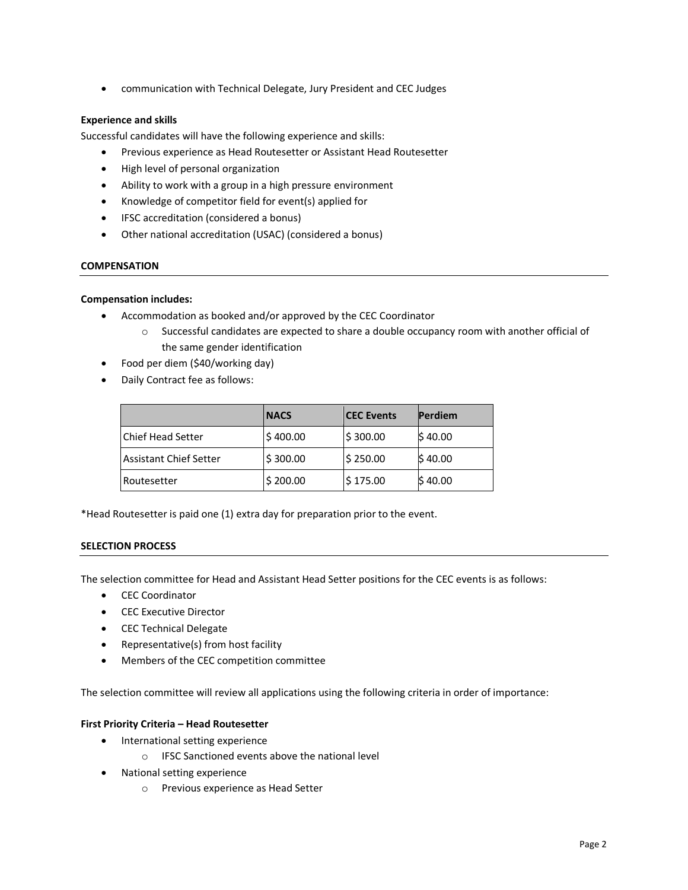- communication with Technical Delegate, Jury President and CEC Judges

**Experience and skills**

Successful candidates will have the following experience and skills:

- Previous experience as Head Routesetter or Assistant Head Routesetter
- High level of personal organization
- Ability to work with a group in a high pressure environment
- Knowledge of competitor field for event(s) applied for
- IFSC accreditation (considered a bonus)
- Other national accreditation (USAC) (considered a bonus)

## COMPENSATION

**Compensation includes:**

- Accommodation as booked and/or approved by the CEC Coordinator
  - Successful candidates are expected to share a double occupancy room with another official of the same gender identification
- Food per diem ($40/working day)
- Daily Contract fee as follows:

| | NACS | CEC Events | Perdiem |
|---|---|---|---|
| Chief Head Setter | $ 400.00 | $ 300.00 | $ 40.00 |
| Assistant Chief Setter | $ 300.00 | $ 250.00 | $ 40.00 |
| Routesetter | $ 200.00 | $ 175.00 | $ 40.00 |

*Head Routesetter is paid one (1) extra day for preparation prior to the event.

## SELECTION PROCESS

The selection committee for Head and Assistant Head Setter positions for the CEC events is as follows:

- CEC Coordinator
- CEC Executive Director
- CEC Technical Delegate
- Representative(s) from host facility
- Members of the CEC competition committee

The selection committee will review all applications using the following criteria in order of importance:

**First Priority Criteria – Head Routesetter**

- International setting experience
  - IFSC Sanctioned events above the national level
- National setting experience
  - Previous experience as Head Setter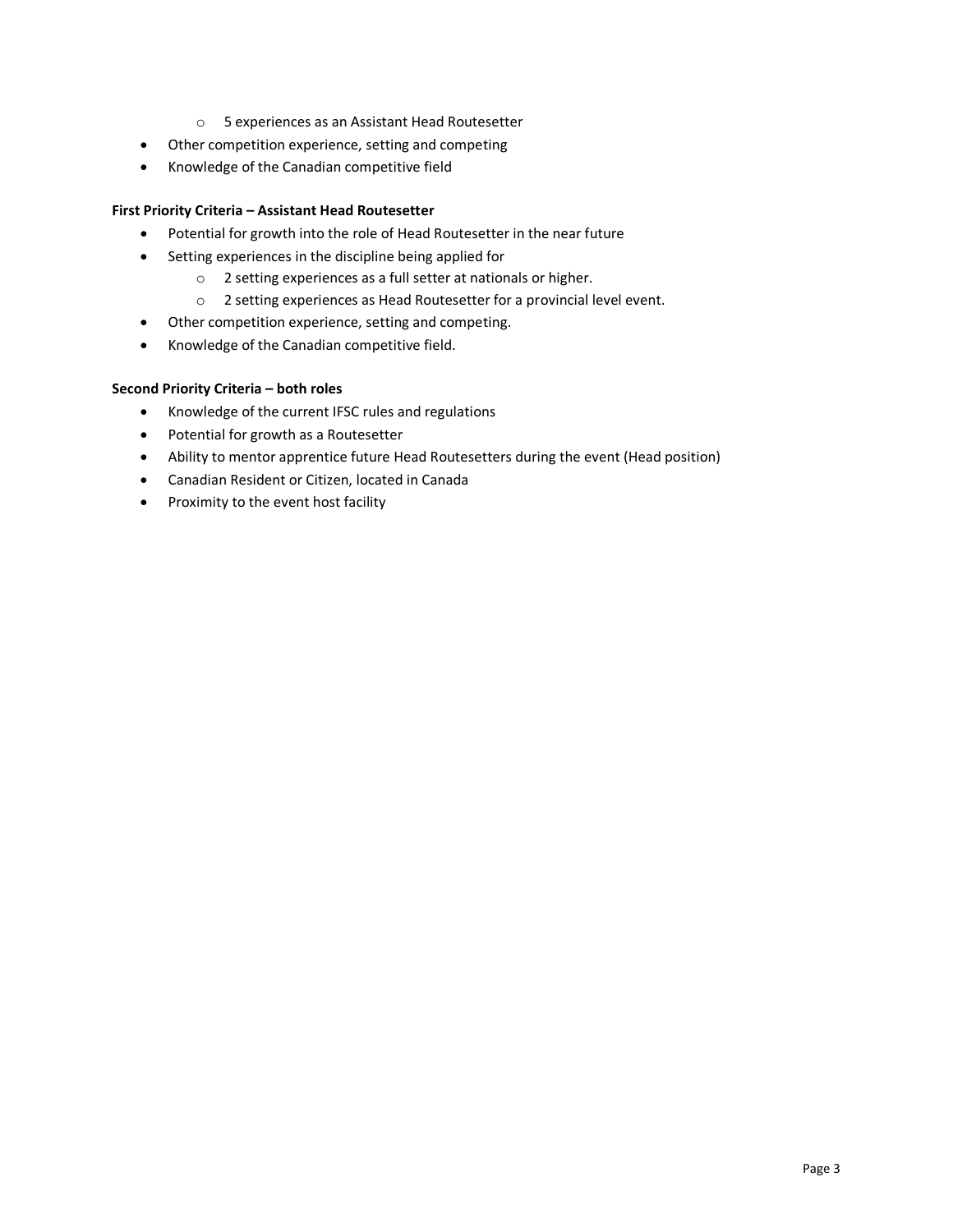- 5 experiences as an Assistant Head Routesetter
- Other competition experience, setting and competing
- Knowledge of the Canadian competitive field

**First Priority Criteria – Assistant Head Routesetter**

- Potential for growth into the role of Head Routesetter in the near future
- Setting experiences in the discipline being applied for
  - 2 setting experiences as a full setter at nationals or higher.
  - 2 setting experiences as Head Routesetter for a provincial level event.
- Other competition experience, setting and competing.
- Knowledge of the Canadian competitive field.

**Second Priority Criteria – both roles**

- Knowledge of the current IFSC rules and regulations
- Potential for growth as a Routesetter
- Ability to mentor apprentice future Head Routesetters during the event (Head position)
- Canadian Resident or Citizen, located in Canada
- Proximity to the event host facility